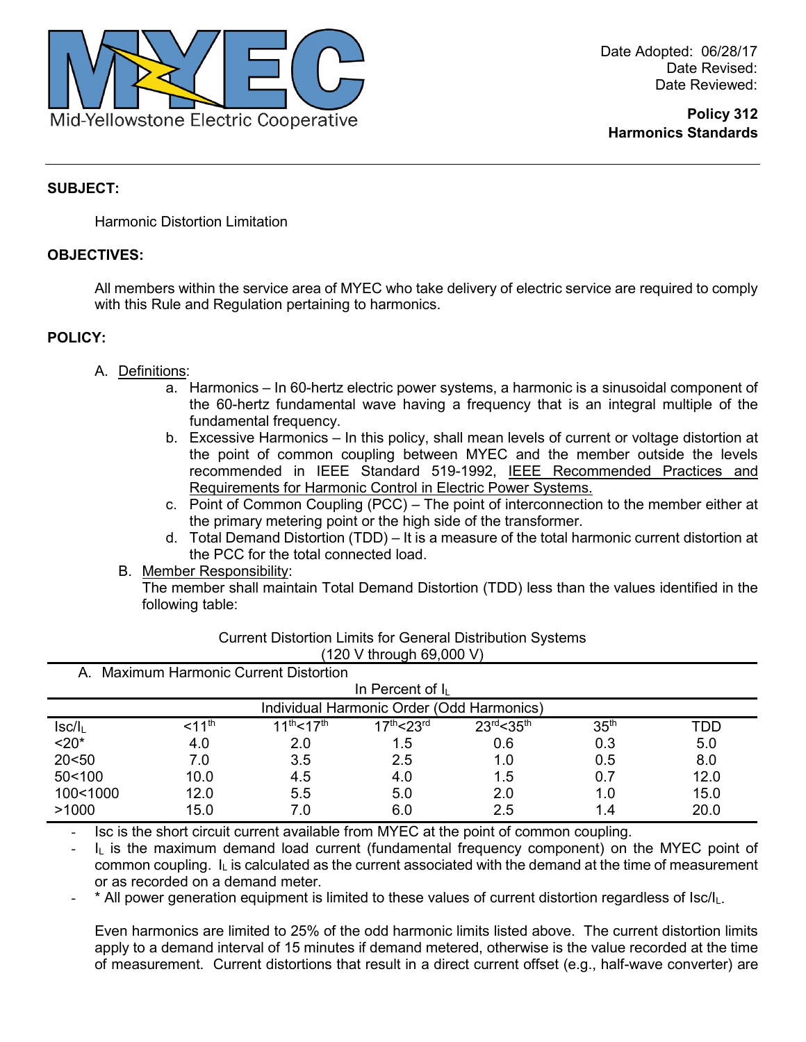Mid-Yellowstone Electric Cooperative

Date Adopted: 06/28/17
Date Revised:
Date Reviewed:

**Policy 312**
**Harmonics Standards**

---

**SUBJECT:**

Harmonic Distortion Limitation

**OBJECTIVES:**

All members within the service area of MYEC who take delivery of electric service are required to comply with this Rule and Regulation pertaining to harmonics.

**POLICY:**

A. Definitions:
   a. Harmonics – In 60-hertz electric power systems, a harmonic is a sinusoidal component of the 60-hertz fundamental wave having a frequency that is an integral multiple of the fundamental frequency.
   b. Excessive Harmonics – In this policy, shall mean levels of current or voltage distortion at the point of common coupling between MYEC and the member outside the levels recommended in IEEE Standard 519-1992, IEEE Recommended Practices and Requirements for Harmonic Control in Electric Power Systems.
   c. Point of Common Coupling (PCC) – The point of interconnection to the member either at the primary metering point or the high side of the transformer.
   d. Total Demand Distortion (TDD) – It is a measure of the total harmonic current distortion at the PCC for the total connected load.

B. Member Responsibility:
The member shall maintain Total Demand Distortion (TDD) less than the values identified in the following table:

Current Distortion Limits for General Distribution Systems
(120 V through 69,000 V)

| A. Maximum Harmonic Current Distortion | | | | | | |
|---|---|---|---|---|---|---|
| In Percent of $I_L$ | | | | | | |
| Individual Harmonic Order (Odd Harmonics) | | | | | | |
| $Isc/I_L$ | <11th | 11th<17th | 17th<23rd | 23rd<35th | 35th | TDD |
| <20* | 4.0 | 2.0 | 1.5 | 0.6 | 0.3 | 5.0 |
| 20<50 | 7.0 | 3.5 | 2.5 | 1.0 | 0.5 | 8.0 |
| 50<100 | 10.0 | 4.5 | 4.0 | 1.5 | 0.7 | 12.0 |
| 100<1000 | 12.0 | 5.5 | 5.0 | 2.0 | 1.0 | 15.0 |
| >1000 | 15.0 | 7.0 | 6.0 | 2.5 | 1.4 | 20.0 |

- Isc is the short circuit current available from MYEC at the point of common coupling.
- $I_L$ is the maximum demand load current (fundamental frequency component) on the MYEC point of common coupling. $I_L$ is calculated as the current associated with the demand at the time of measurement or as recorded on a demand meter.
- * All power generation equipment is limited to these values of current distortion regardless of $Isc/I_L$.

Even harmonics are limited to 25% of the odd harmonic limits listed above. The current distortion limits apply to a demand interval of 15 minutes if demand metered, otherwise is the value recorded at the time of measurement. Current distortions that result in a direct current offset (e.g., half-wave converter) are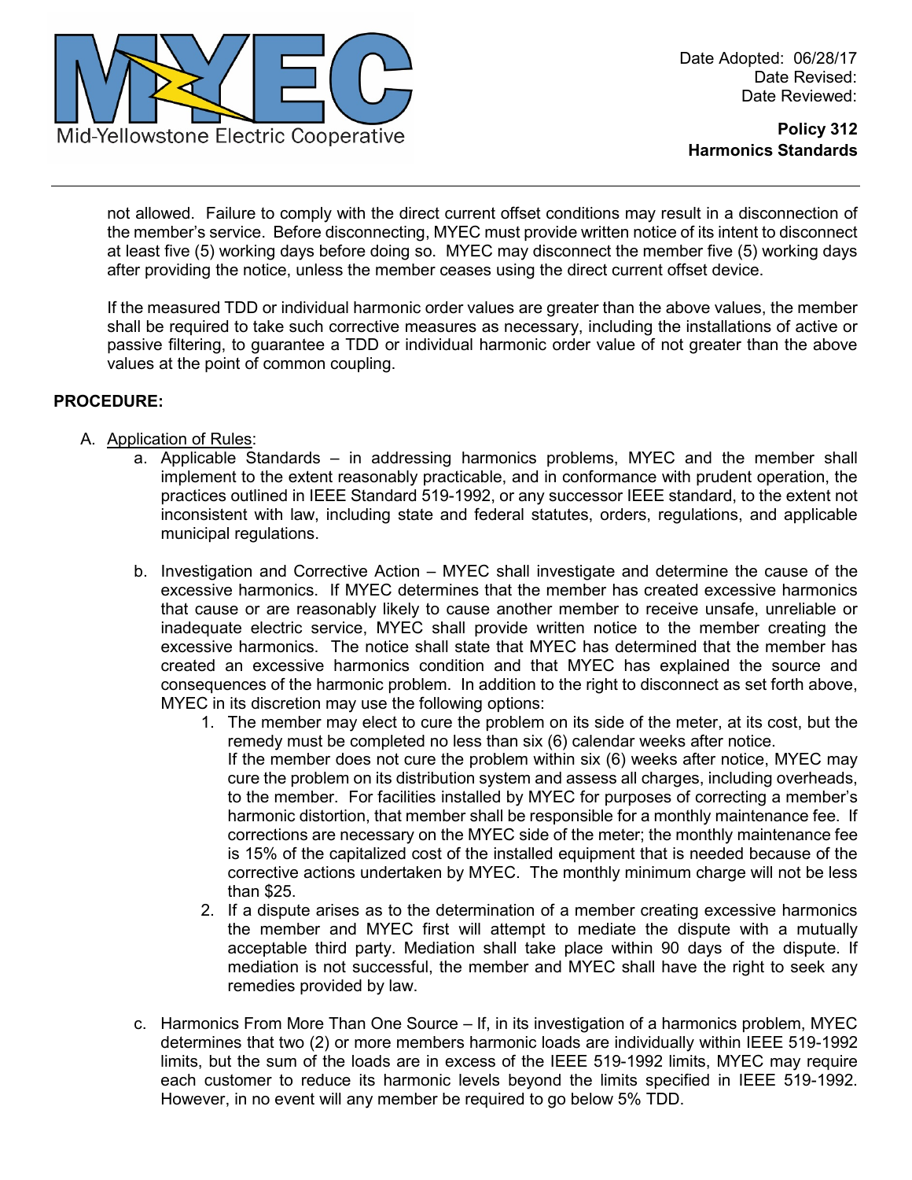not allowed. Failure to comply with the direct current offset conditions may result in a disconnection of the member's service. Before disconnecting, MYEC must provide written notice of its intent to disconnect at least five (5) working days before doing so. MYEC may disconnect the member five (5) working days after providing the notice, unless the member ceases using the direct current offset device.

If the measured TDD or individual harmonic order values are greater than the above values, the member shall be required to take such corrective measures as necessary, including the installations of active or passive filtering, to guarantee a TDD or individual harmonic order value of not greater than the above values at the point of common coupling.

**PROCEDURE:**

A. Application of Rules:

a. Applicable Standards – in addressing harmonics problems, MYEC and the member shall implement to the extent reasonably practicable, and in conformance with prudent operation, the practices outlined in IEEE Standard 519-1992, or any successor IEEE standard, to the extent not inconsistent with law, including state and federal statutes, orders, regulations, and applicable municipal regulations.

b. Investigation and Corrective Action – MYEC shall investigate and determine the cause of the excessive harmonics. If MYEC determines that the member has created excessive harmonics that cause or are reasonably likely to cause another member to receive unsafe, unreliable or inadequate electric service, MYEC shall provide written notice to the member creating the excessive harmonics. The notice shall state that MYEC has determined that the member has created an excessive harmonics condition and that MYEC has explained the source and consequences of the harmonic problem. In addition to the right to disconnect as set forth above, MYEC in its discretion may use the following options:

1. The member may elect to cure the problem on its side of the meter, at its cost, but the remedy must be completed no less than six (6) calendar weeks after notice.
   If the member does not cure the problem within six (6) weeks after notice, MYEC may cure the problem on its distribution system and assess all charges, including overheads, to the member. For facilities installed by MYEC for purposes of correcting a member's harmonic distortion, that member shall be responsible for a monthly maintenance fee. If corrections are necessary on the MYEC side of the meter; the monthly maintenance fee is 15% of the capitalized cost of the installed equipment that is needed because of the corrective actions undertaken by MYEC. The monthly minimum charge will not be less than $25.
2. If a dispute arises as to the determination of a member creating excessive harmonics the member and MYEC first will attempt to mediate the dispute with a mutually acceptable third party. Mediation shall take place within 90 days of the dispute. If mediation is not successful, the member and MYEC shall have the right to seek any remedies provided by law.

c. Harmonics From More Than One Source – If, in its investigation of a harmonics problem, MYEC determines that two (2) or more members harmonic loads are individually within IEEE 519-1992 limits, but the sum of the loads are in excess of the IEEE 519-1992 limits, MYEC may require each customer to reduce its harmonic levels beyond the limits specified in IEEE 519-1992. However, in no event will any member be required to go below 5% TDD.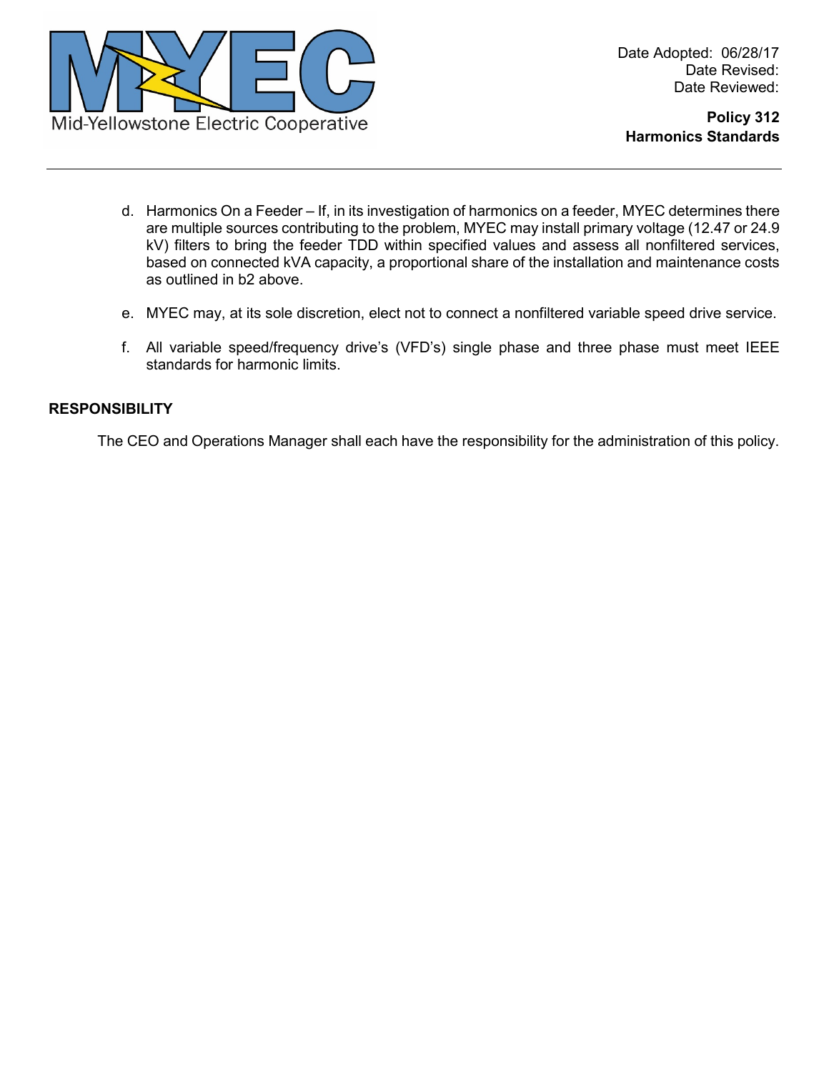d. Harmonics On a Feeder – If, in its investigation of harmonics on a feeder, MYEC determines there are multiple sources contributing to the problem, MYEC may install primary voltage (12.47 or 24.9 kV) filters to bring the feeder TDD within specified values and assess all nonfiltered services, based on connected kVA capacity, a proportional share of the installation and maintenance costs as outlined in b2 above.

e. MYEC may, at its sole discretion, elect not to connect a nonfiltered variable speed drive service.

f. All variable speed/frequency drive's (VFD's) single phase and three phase must meet IEEE standards for harmonic limits.

**RESPONSIBILITY**

The CEO and Operations Manager shall each have the responsibility for the administration of this policy.